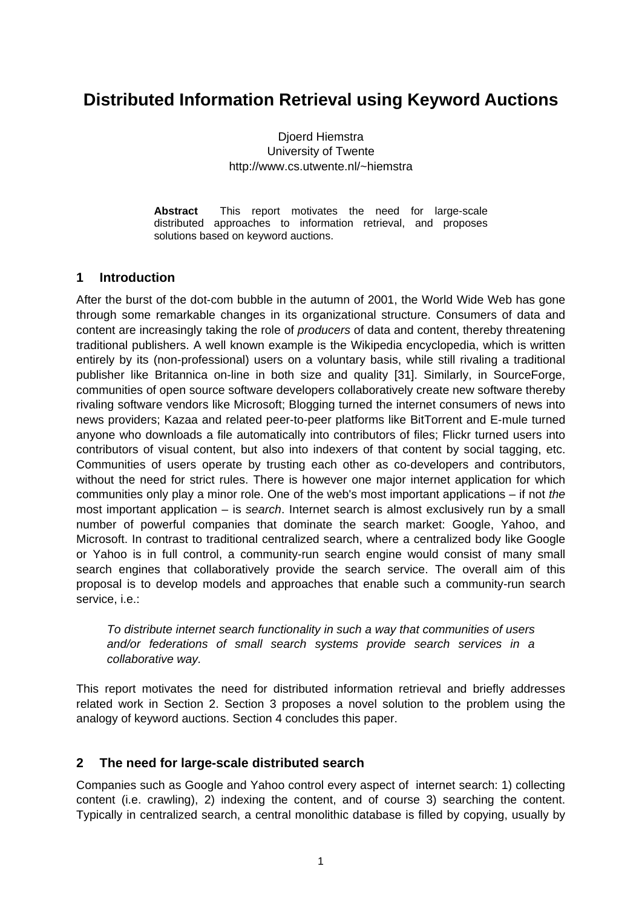# Distributed Information Retrieval using Keyword Auctions

Djoerd Hiemstra
University of Twente
http://www.cs.utwente.nl/~hiemstra

**Abstract** This report motivates the need for large-scale distributed approaches to information retrieval, and proposes solutions based on keyword auctions.

## 1 Introduction

After the burst of the dot-com bubble in the autumn of 2001, the World Wide Web has gone through some remarkable changes in its organizational structure. Consumers of data and content are increasingly taking the role of *producers* of data and content, thereby threatening traditional publishers. A well known example is the Wikipedia encyclopedia, which is written entirely by its (non-professional) users on a voluntary basis, while still rivaling a traditional publisher like Britannica on-line in both size and quality [31]. Similarly, in SourceForge, communities of open source software developers collaboratively create new software thereby rivaling software vendors like Microsoft; Blogging turned the internet consumers of news into news providers; Kazaa and related peer-to-peer platforms like BitTorrent and E-mule turned anyone who downloads a file automatically into contributors of files; Flickr turned users into contributors of visual content, but also into indexers of that content by social tagging, etc. Communities of users operate by trusting each other as co-developers and contributors, without the need for strict rules. There is however one major internet application for which communities only play a minor role. One of the web's most important applications – if not *the* most important application – is *search*. Internet search is almost exclusively run by a small number of powerful companies that dominate the search market: Google, Yahoo, and Microsoft. In contrast to traditional centralized search, where a centralized body like Google or Yahoo is in full control, a community-run search engine would consist of many small search engines that collaboratively provide the search service. The overall aim of this proposal is to develop models and approaches that enable such a community-run search service, i.e.:

*To distribute internet search functionality in such a way that communities of users and/or federations of small search systems provide search services in a collaborative way.*

This report motivates the need for distributed information retrieval and briefly addresses related work in Section 2. Section 3 proposes a novel solution to the problem using the analogy of keyword auctions. Section 4 concludes this paper.

## 2 The need for large-scale distributed search

Companies such as Google and Yahoo control every aspect of internet search: 1) collecting content (i.e. crawling), 2) indexing the content, and of course 3) searching the content. Typically in centralized search, a central monolithic database is filled by copying, usually by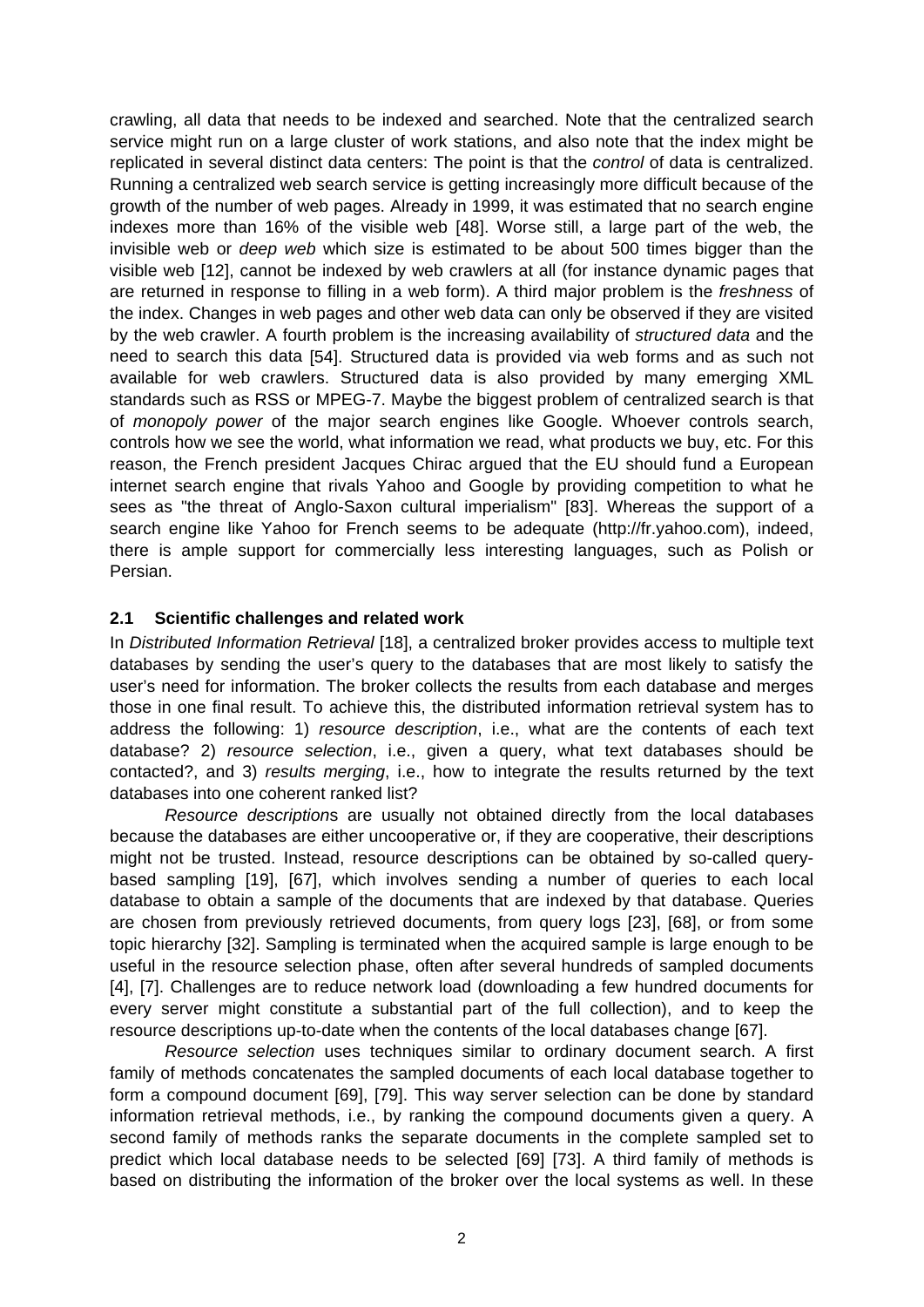crawling, all data that needs to be indexed and searched. Note that the centralized search service might run on a large cluster of work stations, and also note that the index might be replicated in several distinct data centers: The point is that the *control* of data is centralized. Running a centralized web search service is getting increasingly more difficult because of the growth of the number of web pages. Already in 1999, it was estimated that no search engine indexes more than 16% of the visible web [48]. Worse still, a large part of the web, the invisible web or *deep web* which size is estimated to be about 500 times bigger than the visible web [12], cannot be indexed by web crawlers at all (for instance dynamic pages that are returned in response to filling in a web form). A third major problem is the *freshness* of the index. Changes in web pages and other web data can only be observed if they are visited by the web crawler. A fourth problem is the increasing availability of *structured data* and the need to search this data [54]. Structured data is provided via web forms and as such not available for web crawlers. Structured data is also provided by many emerging XML standards such as RSS or MPEG-7. Maybe the biggest problem of centralized search is that of *monopoly power* of the major search engines like Google. Whoever controls search, controls how we see the world, what information we read, what products we buy, etc. For this reason, the French president Jacques Chirac argued that the EU should fund a European internet search engine that rivals Yahoo and Google by providing competition to what he sees as "the threat of Anglo-Saxon cultural imperialism" [83]. Whereas the support of a search engine like Yahoo for French seems to be adequate (http://fr.yahoo.com), indeed, there is ample support for commercially less interesting languages, such as Polish or Persian.

## 2.1 Scientific challenges and related work

In *Distributed Information Retrieval* [18], a centralized broker provides access to multiple text databases by sending the user's query to the databases that are most likely to satisfy the user's need for information. The broker collects the results from each database and merges those in one final result. To achieve this, the distributed information retrieval system has to address the following: 1) *resource description*, i.e., what are the contents of each text database? 2) *resource selection*, i.e., given a query, what text databases should be contacted?, and 3) *results merging*, i.e., how to integrate the results returned by the text databases into one coherent ranked list?

*Resource description*s are usually not obtained directly from the local databases because the databases are either uncooperative or, if they are cooperative, their descriptions might not be trusted. Instead, resource descriptions can be obtained by so-called query-based sampling [19], [67], which involves sending a number of queries to each local database to obtain a sample of the documents that are indexed by that database. Queries are chosen from previously retrieved documents, from query logs [23], [68], or from some topic hierarchy [32]. Sampling is terminated when the acquired sample is large enough to be useful in the resource selection phase, often after several hundreds of sampled documents [4], [7]. Challenges are to reduce network load (downloading a few hundred documents for every server might constitute a substantial part of the full collection), and to keep the resource descriptions up-to-date when the contents of the local databases change [67].

*Resource selection* uses techniques similar to ordinary document search. A first family of methods concatenates the sampled documents of each local database together to form a compound document [69], [79]. This way server selection can be done by standard information retrieval methods, i.e., by ranking the compound documents given a query. A second family of methods ranks the separate documents in the complete sampled set to predict which local database needs to be selected [69] [73]. A third family of methods is based on distributing the information of the broker over the local systems as well. In these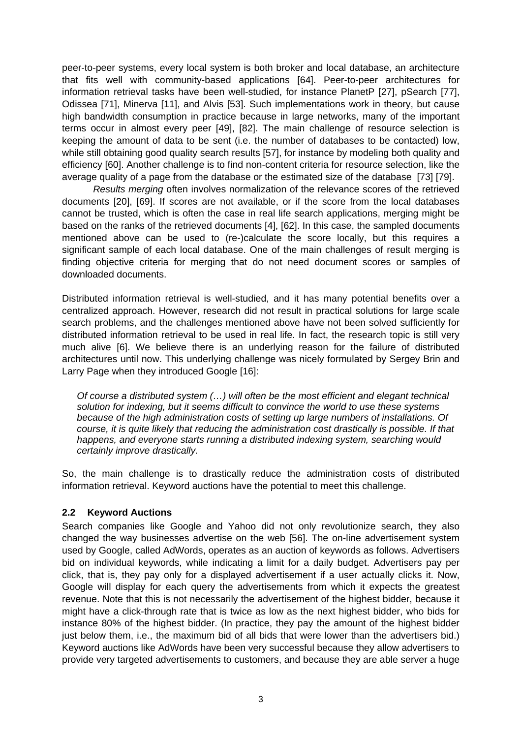peer-to-peer systems, every local system is both broker and local database, an architecture that fits well with community-based applications [64]. Peer-to-peer architectures for information retrieval tasks have been well-studied, for instance PlanetP [27], pSearch [77], Odissea [71], Minerva [11], and Alvis [53]. Such implementations work in theory, but cause high bandwidth consumption in practice because in large networks, many of the important terms occur in almost every peer [49], [82]. The main challenge of resource selection is keeping the amount of data to be sent (i.e. the number of databases to be contacted) low, while still obtaining good quality search results [57], for instance by modeling both quality and efficiency [60]. Another challenge is to find non-content criteria for resource selection, like the average quality of a page from the database or the estimated size of the database [73] [79].

*Results merging* often involves normalization of the relevance scores of the retrieved documents [20], [69]. If scores are not available, or if the score from the local databases cannot be trusted, which is often the case in real life search applications, merging might be based on the ranks of the retrieved documents [4], [62]. In this case, the sampled documents mentioned above can be used to (re-)calculate the score locally, but this requires a significant sample of each local database. One of the main challenges of result merging is finding objective criteria for merging that do not need document scores or samples of downloaded documents.

Distributed information retrieval is well-studied, and it has many potential benefits over a centralized approach. However, research did not result in practical solutions for large scale search problems, and the challenges mentioned above have not been solved sufficiently for distributed information retrieval to be used in real life. In fact, the research topic is still very much alive [6]. We believe there is an underlying reason for the failure of distributed architectures until now. This underlying challenge was nicely formulated by Sergey Brin and Larry Page when they introduced Google [16]:

> *Of course a distributed system (…) will often be the most efficient and elegant technical solution for indexing, but it seems difficult to convince the world to use these systems because of the high administration costs of setting up large numbers of installations. Of course, it is quite likely that reducing the administration cost drastically is possible. If that happens, and everyone starts running a distributed indexing system, searching would certainly improve drastically.*

So, the main challenge is to drastically reduce the administration costs of distributed information retrieval. Keyword auctions have the potential to meet this challenge.

### 2.2 Keyword Auctions

Search companies like Google and Yahoo did not only revolutionize search, they also changed the way businesses advertise on the web [56]. The on-line advertisement system used by Google, called AdWords, operates as an auction of keywords as follows. Advertisers bid on individual keywords, while indicating a limit for a daily budget. Advertisers pay per click, that is, they pay only for a displayed advertisement if a user actually clicks it. Now, Google will display for each query the advertisements from which it expects the greatest revenue. Note that this is not necessarily the advertisement of the highest bidder, because it might have a click-through rate that is twice as low as the next highest bidder, who bids for instance 80% of the highest bidder. (In practice, they pay the amount of the highest bidder just below them, i.e., the maximum bid of all bids that were lower than the advertisers bid.) Keyword auctions like AdWords have been very successful because they allow advertisers to provide very targeted advertisements to customers, and because they are able server a huge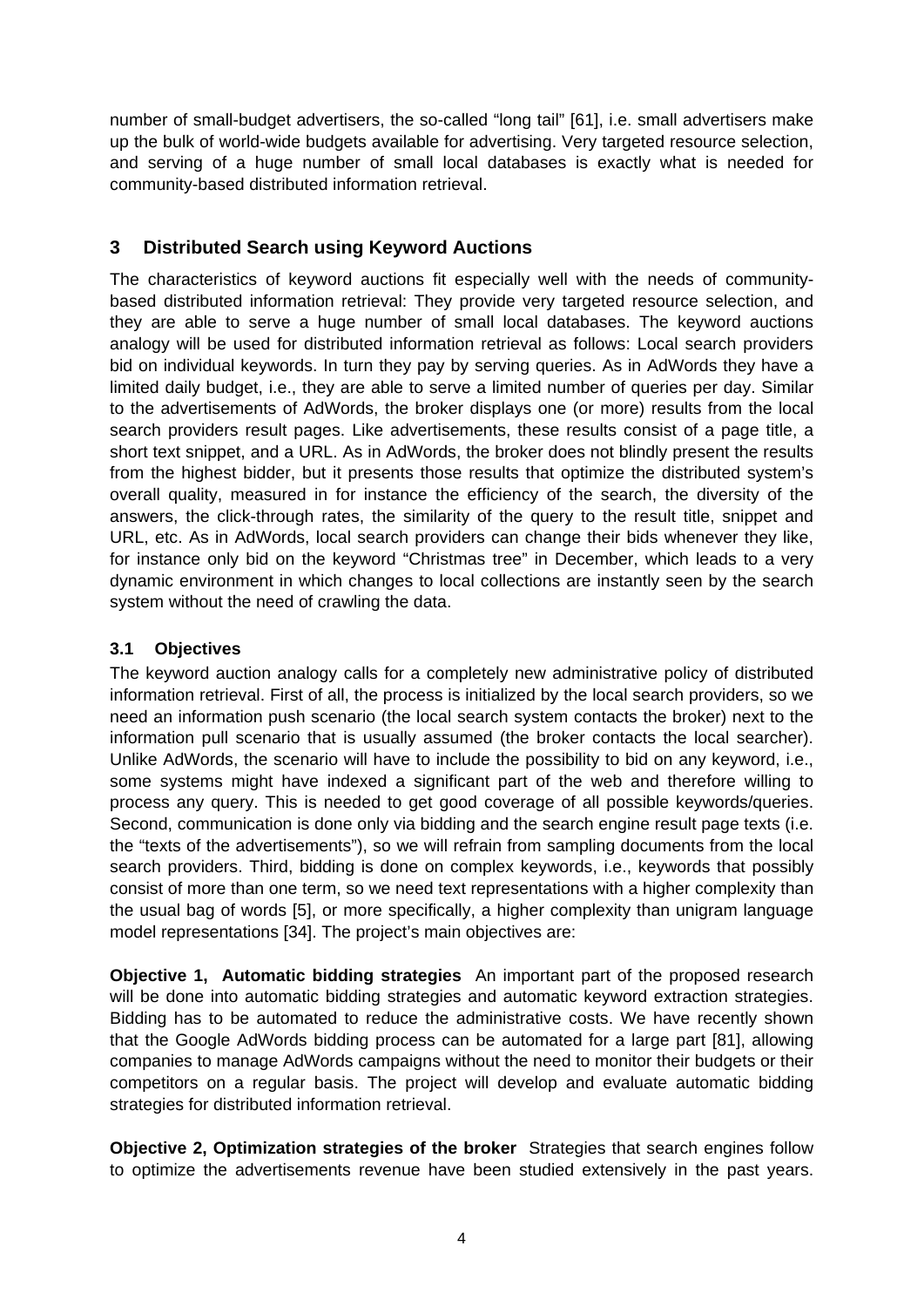number of small-budget advertisers, the so-called "long tail" [61], i.e. small advertisers make up the bulk of world-wide budgets available for advertising. Very targeted resource selection, and serving of a huge number of small local databases is exactly what is needed for community-based distributed information retrieval.

## 3 Distributed Search using Keyword Auctions

The characteristics of keyword auctions fit especially well with the needs of community-based distributed information retrieval: They provide very targeted resource selection, and they are able to serve a huge number of small local databases. The keyword auctions analogy will be used for distributed information retrieval as follows: Local search providers bid on individual keywords. In turn they pay by serving queries. As in AdWords they have a limited daily budget, i.e., they are able to serve a limited number of queries per day. Similar to the advertisements of AdWords, the broker displays one (or more) results from the local search providers result pages. Like advertisements, these results consist of a page title, a short text snippet, and a URL. As in AdWords, the broker does not blindly present the results from the highest bidder, but it presents those results that optimize the distributed system's overall quality, measured in for instance the efficiency of the search, the diversity of the answers, the click-through rates, the similarity of the query to the result title, snippet and URL, etc. As in AdWords, local search providers can change their bids whenever they like, for instance only bid on the keyword "Christmas tree" in December, which leads to a very dynamic environment in which changes to local collections are instantly seen by the search system without the need of crawling the data.

### 3.1 Objectives

The keyword auction analogy calls for a completely new administrative policy of distributed information retrieval. First of all, the process is initialized by the local search providers, so we need an information push scenario (the local search system contacts the broker) next to the information pull scenario that is usually assumed (the broker contacts the local searcher). Unlike AdWords, the scenario will have to include the possibility to bid on any keyword, i.e., some systems might have indexed a significant part of the web and therefore willing to process any query. This is needed to get good coverage of all possible keywords/queries. Second, communication is done only via bidding and the search engine result page texts (i.e. the "texts of the advertisements"), so we will refrain from sampling documents from the local search providers. Third, bidding is done on complex keywords, i.e., keywords that possibly consist of more than one term, so we need text representations with a higher complexity than the usual bag of words [5], or more specifically, a higher complexity than unigram language model representations [34]. The project's main objectives are:

**Objective 1, Automatic bidding strategies** An important part of the proposed research will be done into automatic bidding strategies and automatic keyword extraction strategies. Bidding has to be automated to reduce the administrative costs. We have recently shown that the Google AdWords bidding process can be automated for a large part [81], allowing companies to manage AdWords campaigns without the need to monitor their budgets or their competitors on a regular basis. The project will develop and evaluate automatic bidding strategies for distributed information retrieval.

**Objective 2, Optimization strategies of the broker** Strategies that search engines follow to optimize the advertisements revenue have been studied extensively in the past years.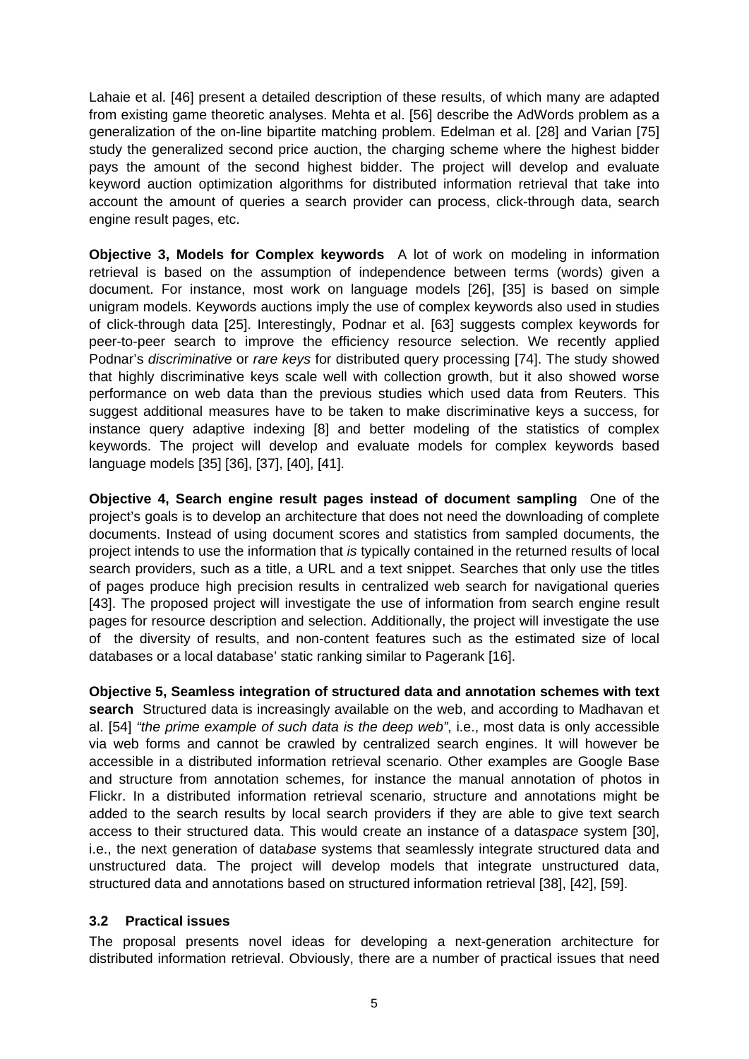Lahaie et al. [46] present a detailed description of these results, of which many are adapted from existing game theoretic analyses. Mehta et al. [56] describe the AdWords problem as a generalization of the on-line bipartite matching problem. Edelman et al. [28] and Varian [75] study the generalized second price auction, the charging scheme where the highest bidder pays the amount of the second highest bidder. The project will develop and evaluate keyword auction optimization algorithms for distributed information retrieval that take into account the amount of queries a search provider can process, click-through data, search engine result pages, etc.

**Objective 3, Models for Complex keywords** A lot of work on modeling in information retrieval is based on the assumption of independence between terms (words) given a document. For instance, most work on language models [26], [35] is based on simple unigram models. Keywords auctions imply the use of complex keywords also used in studies of click-through data [25]. Interestingly, Podnar et al. [63] suggests complex keywords for peer-to-peer search to improve the efficiency resource selection. We recently applied Podnar's *discriminative* or *rare keys* for distributed query processing [74]. The study showed that highly discriminative keys scale well with collection growth, but it also showed worse performance on web data than the previous studies which used data from Reuters. This suggest additional measures have to be taken to make discriminative keys a success, for instance query adaptive indexing [8] and better modeling of the statistics of complex keywords. The project will develop and evaluate models for complex keywords based language models [35] [36], [37], [40], [41].

**Objective 4, Search engine result pages instead of document sampling** One of the project's goals is to develop an architecture that does not need the downloading of complete documents. Instead of using document scores and statistics from sampled documents, the project intends to use the information that *is* typically contained in the returned results of local search providers, such as a title, a URL and a text snippet. Searches that only use the titles of pages produce high precision results in centralized web search for navigational queries [43]. The proposed project will investigate the use of information from search engine result pages for resource description and selection. Additionally, the project will investigate the use of the diversity of results, and non-content features such as the estimated size of local databases or a local database' static ranking similar to Pagerank [16].

**Objective 5, Seamless integration of structured data and annotation schemes with text search** Structured data is increasingly available on the web, and according to Madhavan et al. [54] *"the prime example of such data is the deep web"*, i.e., most data is only accessible via web forms and cannot be crawled by centralized search engines. It will however be accessible in a distributed information retrieval scenario. Other examples are Google Base and structure from annotation schemes, for instance the manual annotation of photos in Flickr. In a distributed information retrieval scenario, structure and annotations might be added to the search results by local search providers if they are able to give text search access to their structured data. This would create an instance of a data*space* system [30], i.e., the next generation of data*base* systems that seamlessly integrate structured data and unstructured data. The project will develop models that integrate unstructured data, structured data and annotations based on structured information retrieval [38], [42], [59].

### 3.2 Practical issues

The proposal presents novel ideas for developing a next-generation architecture for distributed information retrieval. Obviously, there are a number of practical issues that need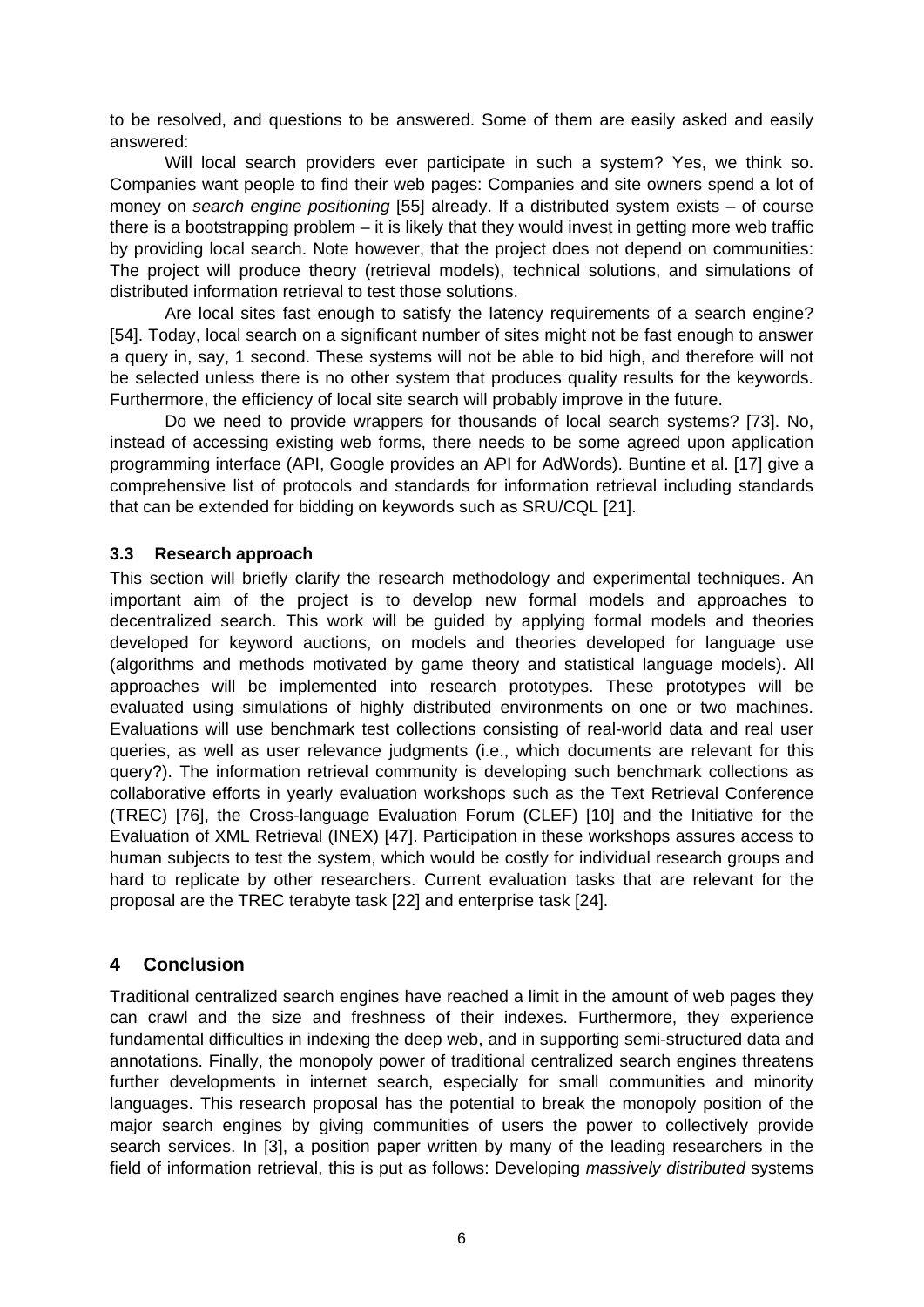to be resolved, and questions to be answered. Some of them are easily asked and easily answered:

Will local search providers ever participate in such a system? Yes, we think so. Companies want people to find their web pages: Companies and site owners spend a lot of money on *search engine positioning* [55] already. If a distributed system exists – of course there is a bootstrapping problem – it is likely that they would invest in getting more web traffic by providing local search. Note however, that the project does not depend on communities: The project will produce theory (retrieval models), technical solutions, and simulations of distributed information retrieval to test those solutions.

Are local sites fast enough to satisfy the latency requirements of a search engine? [54]. Today, local search on a significant number of sites might not be fast enough to answer a query in, say, 1 second. These systems will not be able to bid high, and therefore will not be selected unless there is no other system that produces quality results for the keywords. Furthermore, the efficiency of local site search will probably improve in the future.

Do we need to provide wrappers for thousands of local search systems? [73]. No, instead of accessing existing web forms, there needs to be some agreed upon application programming interface (API, Google provides an API for AdWords). Buntine et al. [17] give a comprehensive list of protocols and standards for information retrieval including standards that can be extended for bidding on keywords such as SRU/CQL [21].

### 3.3 Research approach

This section will briefly clarify the research methodology and experimental techniques. An important aim of the project is to develop new formal models and approaches to decentralized search. This work will be guided by applying formal models and theories developed for keyword auctions, on models and theories developed for language use (algorithms and methods motivated by game theory and statistical language models). All approaches will be implemented into research prototypes. These prototypes will be evaluated using simulations of highly distributed environments on one or two machines. Evaluations will use benchmark test collections consisting of real-world data and real user queries, as well as user relevance judgments (i.e., which documents are relevant for this query?). The information retrieval community is developing such benchmark collections as collaborative efforts in yearly evaluation workshops such as the Text Retrieval Conference (TREC) [76], the Cross-language Evaluation Forum (CLEF) [10] and the Initiative for the Evaluation of XML Retrieval (INEX) [47]. Participation in these workshops assures access to human subjects to test the system, which would be costly for individual research groups and hard to replicate by other researchers. Current evaluation tasks that are relevant for the proposal are the TREC terabyte task [22] and enterprise task [24].

## 4 Conclusion

Traditional centralized search engines have reached a limit in the amount of web pages they can crawl and the size and freshness of their indexes. Furthermore, they experience fundamental difficulties in indexing the deep web, and in supporting semi-structured data and annotations. Finally, the monopoly power of traditional centralized search engines threatens further developments in internet search, especially for small communities and minority languages. This research proposal has the potential to break the monopoly position of the major search engines by giving communities of users the power to collectively provide search services. In [3], a position paper written by many of the leading researchers in the field of information retrieval, this is put as follows: Developing *massively distributed* systems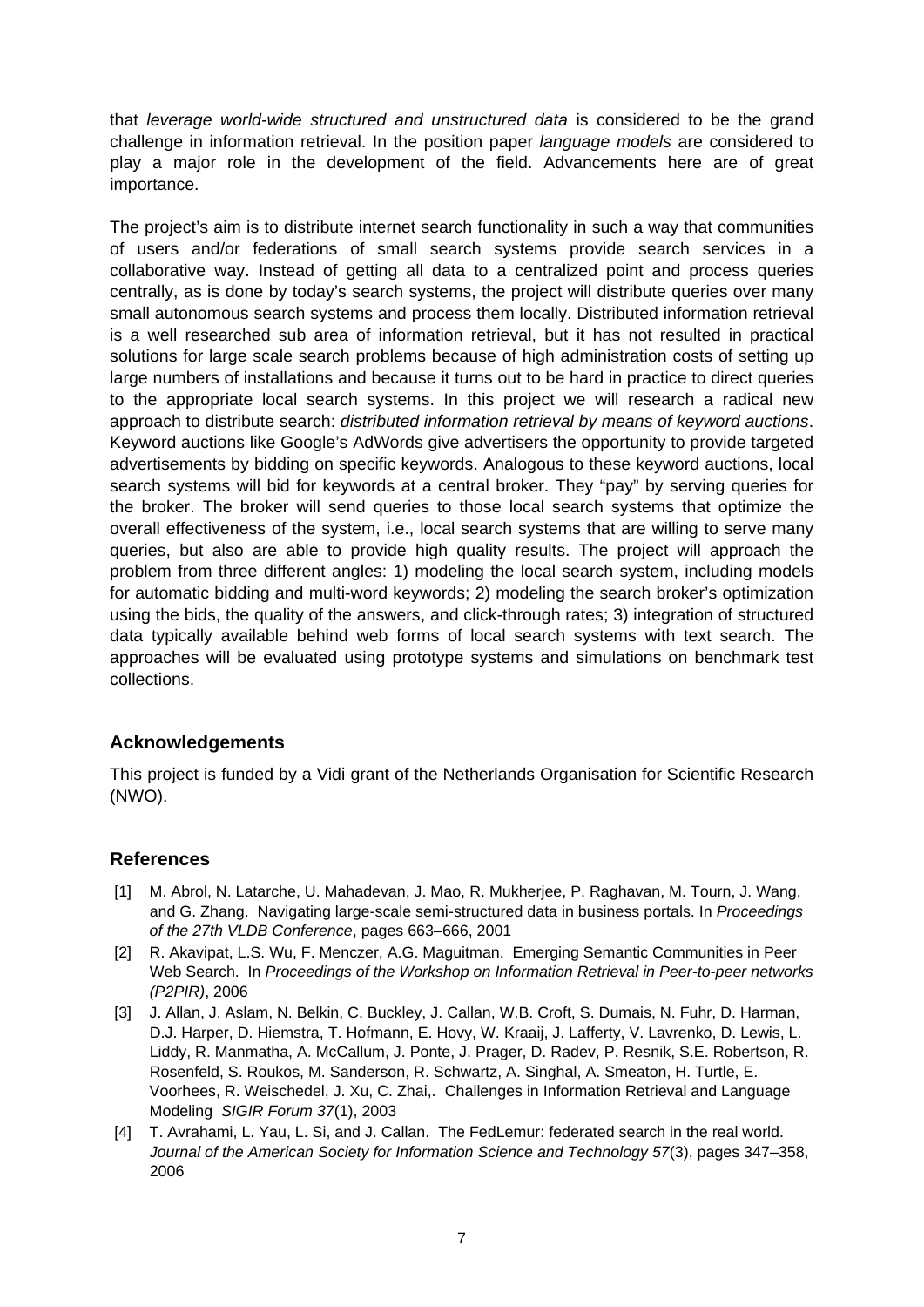that *leverage world-wide structured and unstructured data* is considered to be the grand challenge in information retrieval. In the position paper *language models* are considered to play a major role in the development of the field. Advancements here are of great importance.

The project's aim is to distribute internet search functionality in such a way that communities of users and/or federations of small search systems provide search services in a collaborative way. Instead of getting all data to a centralized point and process queries centrally, as is done by today's search systems, the project will distribute queries over many small autonomous search systems and process them locally. Distributed information retrieval is a well researched sub area of information retrieval, but it has not resulted in practical solutions for large scale search problems because of high administration costs of setting up large numbers of installations and because it turns out to be hard in practice to direct queries to the appropriate local search systems. In this project we will research a radical new approach to distribute search: *distributed information retrieval by means of keyword auctions*. Keyword auctions like Google's AdWords give advertisers the opportunity to provide targeted advertisements by bidding on specific keywords. Analogous to these keyword auctions, local search systems will bid for keywords at a central broker. They "pay" by serving queries for the broker. The broker will send queries to those local search systems that optimize the overall effectiveness of the system, i.e., local search systems that are willing to serve many queries, but also are able to provide high quality results. The project will approach the problem from three different angles: 1) modeling the local search system, including models for automatic bidding and multi-word keywords; 2) modeling the search broker's optimization using the bids, the quality of the answers, and click-through rates; 3) integration of structured data typically available behind web forms of local search systems with text search. The approaches will be evaluated using prototype systems and simulations on benchmark test collections.

## Acknowledgements

This project is funded by a Vidi grant of the Netherlands Organisation for Scientific Research (NWO).

## References

[1] M. Abrol, N. Latarche, U. Mahadevan, J. Mao, R. Mukherjee, P. Raghavan, M. Tourn, J. Wang, and G. Zhang. Navigating large-scale semi-structured data in business portals. In *Proceedings of the 27th VLDB Conference*, pages 663–666, 2001

[2] R. Akavipat, L.S. Wu, F. Menczer, A.G. Maguitman. Emerging Semantic Communities in Peer Web Search. In *Proceedings of the Workshop on Information Retrieval in Peer-to-peer networks (P2PIR)*, 2006

[3] J. Allan, J. Aslam, N. Belkin, C. Buckley, J. Callan, W.B. Croft, S. Dumais, N. Fuhr, D. Harman, D.J. Harper, D. Hiemstra, T. Hofmann, E. Hovy, W. Kraaij, J. Lafferty, V. Lavrenko, D. Lewis, L. Liddy, R. Manmatha, A. McCallum, J. Ponte, J. Prager, D. Radev, P. Resnik, S.E. Robertson, R. Rosenfeld, S. Roukos, M. Sanderson, R. Schwartz, A. Singhal, A. Smeaton, H. Turtle, E. Voorhees, R. Weischedel, J. Xu, C. Zhai,. Challenges in Information Retrieval and Language Modeling *SIGIR Forum 37*(1), 2003

[4] T. Avrahami, L. Yau, L. Si, and J. Callan. The FedLemur: federated search in the real world. *Journal of the American Society for Information Science and Technology 57*(3), pages 347–358, 2006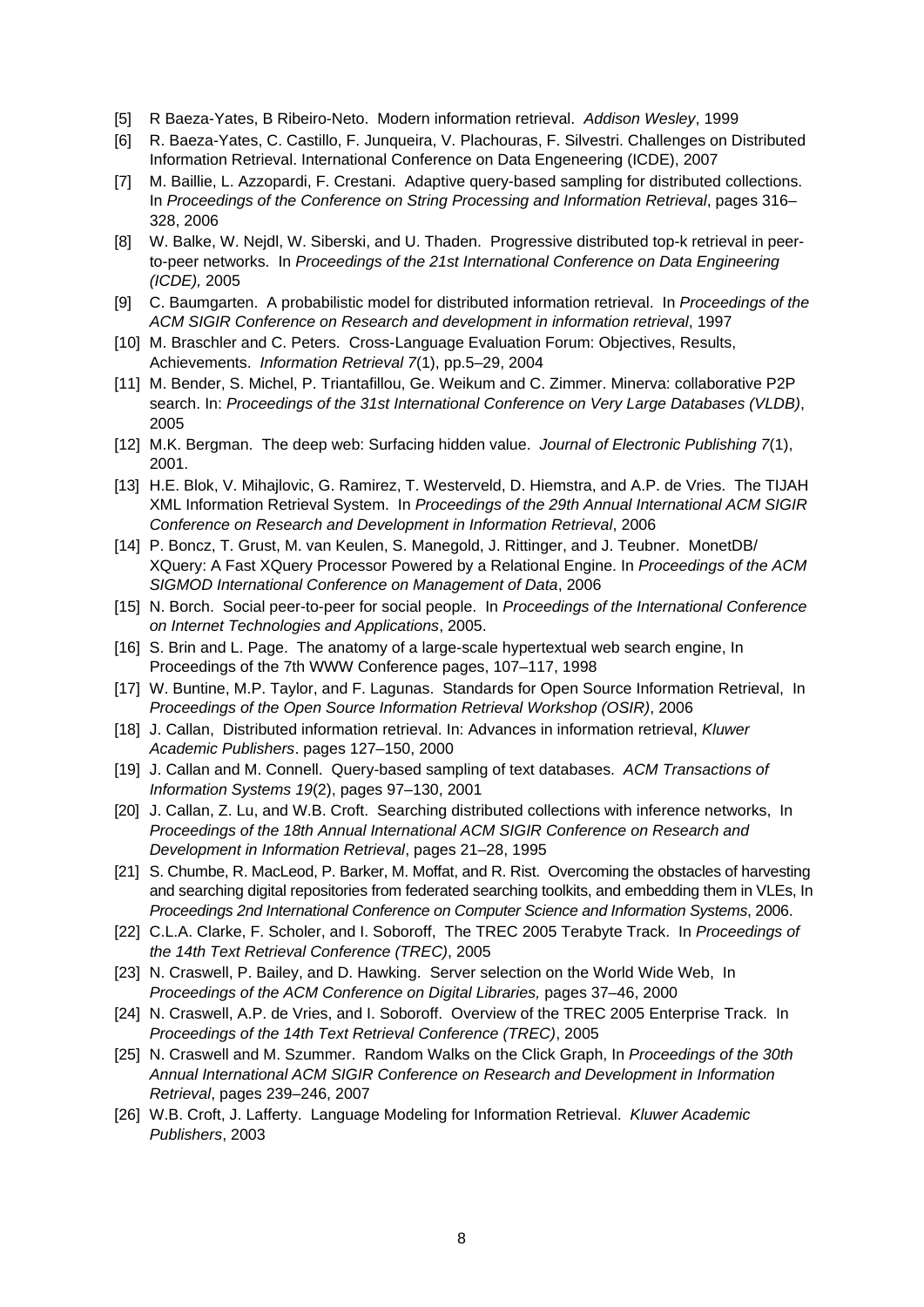[5] R Baeza-Yates, B Ribeiro-Neto. Modern information retrieval. *Addison Wesley*, 1999

[6] R. Baeza-Yates, C. Castillo, F. Junqueira, V. Plachouras, F. Silvestri. Challenges on Distributed Information Retrieval. International Conference on Data Engeneering (ICDE), 2007

[7] M. Baillie, L. Azzopardi, F. Crestani. Adaptive query-based sampling for distributed collections. In *Proceedings of the Conference on String Processing and Information Retrieval*, pages 316–328, 2006

[8] W. Balke, W. Nejdl, W. Siberski, and U. Thaden. Progressive distributed top-k retrieval in peer-to-peer networks. In *Proceedings of the 21st International Conference on Data Engineering (ICDE),* 2005

[9] C. Baumgarten. A probabilistic model for distributed information retrieval. In *Proceedings of the ACM SIGIR Conference on Research and development in information retrieval*, 1997

[10] M. Braschler and C. Peters. Cross-Language Evaluation Forum: Objectives, Results, Achievements. *Information Retrieval 7*(1), pp.5–29, 2004

[11] M. Bender, S. Michel, P. Triantafillou, Ge. Weikum and C. Zimmer. Minerva: collaborative P2P search. In: *Proceedings of the 31st International Conference on Very Large Databases (VLDB)*, 2005

[12] M.K. Bergman. The deep web: Surfacing hidden value. *Journal of Electronic Publishing 7*(1), 2001.

[13] H.E. Blok, V. Mihajlovic, G. Ramirez, T. Westerveld, D. Hiemstra, and A.P. de Vries. The TIJAH XML Information Retrieval System. In *Proceedings of the 29th Annual International ACM SIGIR Conference on Research and Development in Information Retrieval*, 2006

[14] P. Boncz, T. Grust, M. van Keulen, S. Manegold, J. Rittinger, and J. Teubner. MonetDB/ XQuery: A Fast XQuery Processor Powered by a Relational Engine. In *Proceedings of the ACM SIGMOD International Conference on Management of Data*, 2006

[15] N. Borch. Social peer-to-peer for social people. In *Proceedings of the International Conference on Internet Technologies and Applications*, 2005.

[16] S. Brin and L. Page. The anatomy of a large-scale hypertextual web search engine, In Proceedings of the 7th WWW Conference pages, 107–117, 1998

[17] W. Buntine, M.P. Taylor, and F. Lagunas. Standards for Open Source Information Retrieval, In *Proceedings of the Open Source Information Retrieval Workshop (OSIR)*, 2006

[18] J. Callan, Distributed information retrieval. In: Advances in information retrieval, *Kluwer Academic Publishers*. pages 127–150, 2000

[19] J. Callan and M. Connell. Query-based sampling of text databases. *ACM Transactions of Information Systems 19*(2), pages 97–130, 2001

[20] J. Callan, Z. Lu, and W.B. Croft. Searching distributed collections with inference networks, In *Proceedings of the 18th Annual International ACM SIGIR Conference on Research and Development in Information Retrieval*, pages 21–28, 1995

[21] S. Chumbe, R. MacLeod, P. Barker, M. Moffat, and R. Rist. Overcoming the obstacles of harvesting and searching digital repositories from federated searching toolkits, and embedding them in VLEs, In *Proceedings 2nd International Conference on Computer Science and Information Systems*, 2006.

[22] C.L.A. Clarke, F. Scholer, and I. Soboroff, The TREC 2005 Terabyte Track. In *Proceedings of the 14th Text Retrieval Conference (TREC)*, 2005

[23] N. Craswell, P. Bailey, and D. Hawking. Server selection on the World Wide Web, In *Proceedings of the ACM Conference on Digital Libraries,* pages 37–46, 2000

[24] N. Craswell, A.P. de Vries, and I. Soboroff. Overview of the TREC 2005 Enterprise Track. In *Proceedings of the 14th Text Retrieval Conference (TREC)*, 2005

[25] N. Craswell and M. Szummer. Random Walks on the Click Graph, In *Proceedings of the 30th Annual International ACM SIGIR Conference on Research and Development in Information Retrieval*, pages 239–246, 2007

[26] W.B. Croft, J. Lafferty. Language Modeling for Information Retrieval. *Kluwer Academic Publishers*, 2003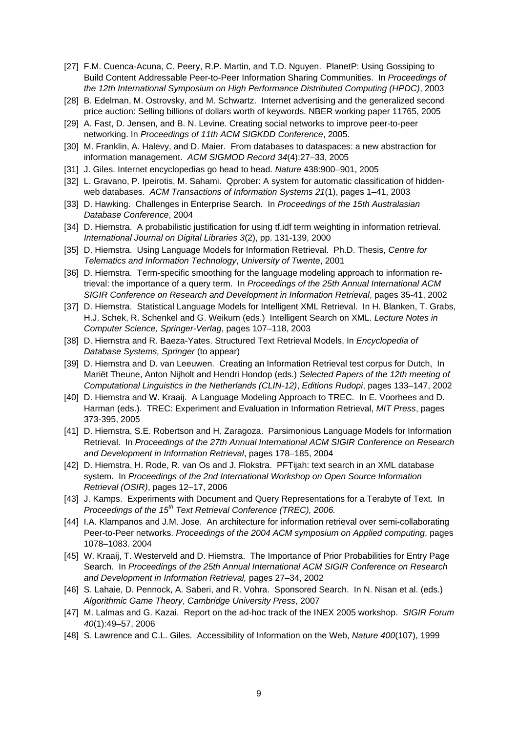[27] F.M. Cuenca-Acuna, C. Peery, R.P. Martin, and T.D. Nguyen. PlanetP: Using Gossiping to Build Content Addressable Peer-to-Peer Information Sharing Communities. In *Proceedings of the 12th International Symposium on High Performance Distributed Computing (HPDC)*, 2003

[28] B. Edelman, M. Ostrovsky, and M. Schwartz. Internet advertising and the generalized second price auction: Selling billions of dollars worth of keywords. NBER working paper 11765, 2005

[29] A. Fast, D. Jensen, and B. N. Levine. Creating social networks to improve peer-to-peer networking. In *Proceedings of 11th ACM SIGKDD Conference*, 2005.

[30] M. Franklin, A. Halevy, and D. Maier. From databases to dataspaces: a new abstraction for information management. *ACM SIGMOD Record 34*(4):27–33, 2005

[31] J. Giles. Internet encyclopedias go head to head. *Nature* 438:900–901, 2005

[32] L. Gravano, P. Ipeirotis, M. Sahami. Qprober: A system for automatic classification of hidden-web databases. *ACM Transactions of Information Systems 21*(1), pages 1–41, 2003

[33] D. Hawking. Challenges in Enterprise Search. In *Proceedings of the 15th Australasian Database Conference*, 2004

[34] D. Hiemstra. A probabilistic justification for using tf.idf term weighting in information retrieval. *International Journal on Digital Libraries 3*(2), pp. 131-139, 2000

[35] D. Hiemstra. Using Language Models for Information Retrieval. Ph.D. Thesis, *Centre for Telematics and Information Technology*, *University of Twente*, 2001

[36] D. Hiemstra. Term-specific smoothing for the language modeling approach to information retrieval: the importance of a query term. In *Proceedings of the 25th Annual International ACM SIGIR Conference on Research and Development in Information Retrieval*, pages 35-41, 2002

[37] D. Hiemstra. Statistical Language Models for Intelligent XML Retrieval. In H. Blanken, T. Grabs, H.J. Schek, R. Schenkel and G. Weikum (eds.) Intelligent Search on XML. *Lecture Notes in Computer Science, Springer-Verlag*, pages 107–118, 2003

[38] D. Hiemstra and R. Baeza-Yates. Structured Text Retrieval Models, In *Encyclopedia of Database Systems, Springer* (to appear)

[39] D. Hiemstra and D. van Leeuwen. Creating an Information Retrieval test corpus for Dutch, In Mariët Theune, Anton Nijholt and Hendri Hondop (eds.) *Selected Papers of the 12th meeting of Computational Linguistics in the Netherlands (CLIN-12)*, *Editions Rudopi*, pages 133–147, 2002

[40] D. Hiemstra and W. Kraaij. A Language Modeling Approach to TREC. In E. Voorhees and D. Harman (eds.). TREC: Experiment and Evaluation in Information Retrieval, *MIT Press*, pages 373-395, 2005

[41] D. Hiemstra, S.E. Robertson and H. Zaragoza. Parsimonious Language Models for Information Retrieval. In *Proceedings of the 27th Annual International ACM SIGIR Conference on Research and Development in Information Retrieval*, pages 178–185, 2004

[42] D. Hiemstra, H. Rode, R. van Os and J. Flokstra. PFTijah: text search in an XML database system. In *Proceedings of the 2nd International Workshop on Open Source Information Retrieval (OSIR)*, pages 12–17, 2006

[43] J. Kamps. Experiments with Document and Query Representations for a Terabyte of Text. In *Proceedings of the 15th Text Retrieval Conference (TREC), 2006.*

[44] I.A. Klampanos and J.M. Jose. An architecture for information retrieval over semi-collaborating Peer-to-Peer networks. *Proceedings of the 2004 ACM symposium on Applied computing*, pages 1078–1083. 2004

[45] W. Kraaij, T. Westerveld and D. Hiemstra. The Importance of Prior Probabilities for Entry Page Search. In *Proceedings of the 25th Annual International ACM SIGIR Conference on Research and Development in Information Retrieval,* pages 27–34, 2002

[46] S. Lahaie, D. Pennock, A. Saberi, and R. Vohra. Sponsored Search. In N. Nisan et al. (eds.) *Algorithmic Game Theory*, *Cambridge University Press*, 2007

[47] M. Lalmas and G. Kazai. Report on the ad-hoc track of the INEX 2005 workshop. *SIGIR Forum 40*(1):49–57, 2006

[48] S. Lawrence and C.L. Giles. Accessibility of Information on the Web, *Nature 400*(107), 1999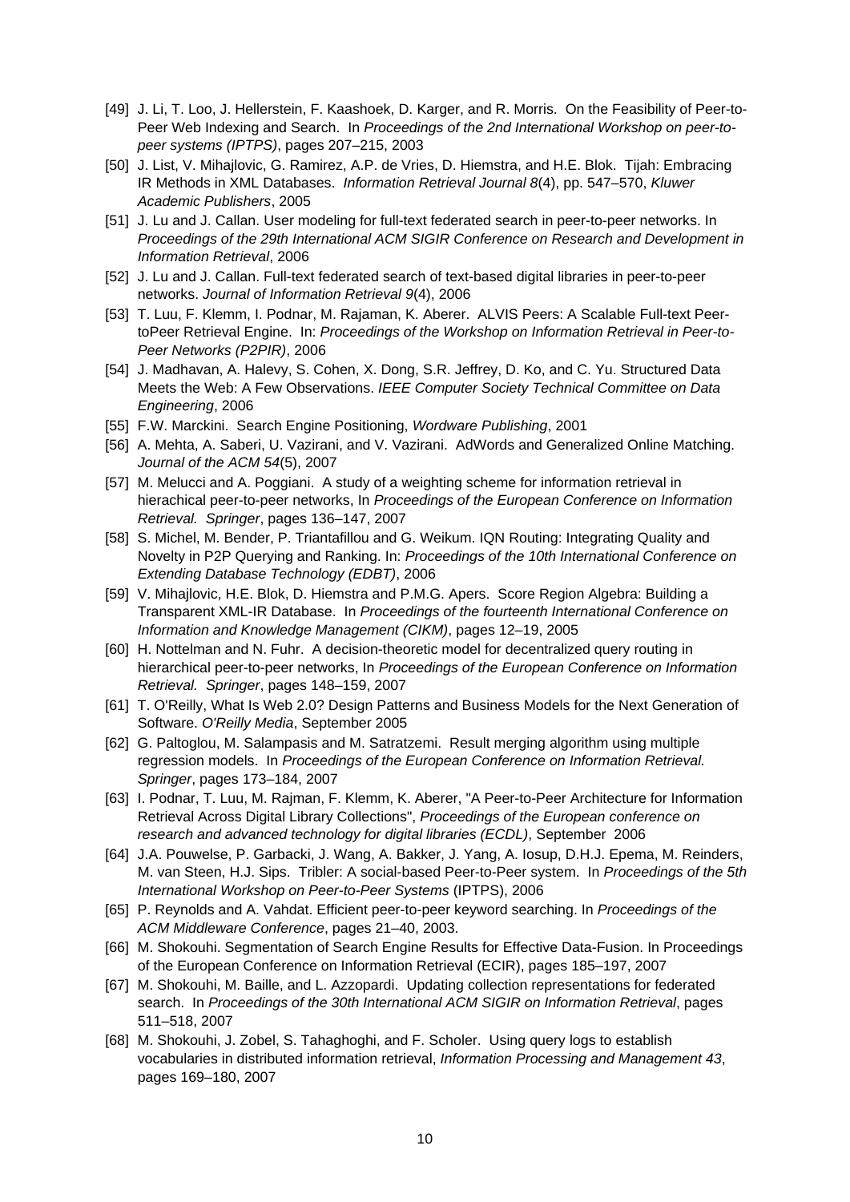[49] J. Li, T. Loo, J. Hellerstein, F. Kaashoek, D. Karger, and R. Morris. On the Feasibility of Peer-to-Peer Web Indexing and Search. In *Proceedings of the 2nd International Workshop on peer-to-peer systems (IPTPS)*, pages 207–215, 2003

[50] J. List, V. Mihajlovic, G. Ramirez, A.P. de Vries, D. Hiemstra, and H.E. Blok. Tijah: Embracing IR Methods in XML Databases. *Information Retrieval Journal 8*(4), pp. 547–570, *Kluwer Academic Publishers*, 2005

[51] J. Lu and J. Callan. User modeling for full-text federated search in peer-to-peer networks. In *Proceedings of the 29th International ACM SIGIR Conference on Research and Development in Information Retrieval*, 2006

[52] J. Lu and J. Callan. Full-text federated search of text-based digital libraries in peer-to-peer networks. *Journal of Information Retrieval 9*(4), 2006

[53] T. Luu, F. Klemm, I. Podnar, M. Rajaman, K. Aberer. ALVIS Peers: A Scalable Full-text Peer-toPeer Retrieval Engine. In: *Proceedings of the Workshop on Information Retrieval in Peer-to-Peer Networks (P2PIR)*, 2006

[54] J. Madhavan, A. Halevy, S. Cohen, X. Dong, S.R. Jeffrey, D. Ko, and C. Yu. Structured Data Meets the Web: A Few Observations. *IEEE Computer Society Technical Committee on Data Engineering*, 2006

[55] F.W. Marckini. Search Engine Positioning, *Wordware Publishing*, 2001

[56] A. Mehta, A. Saberi, U. Vazirani, and V. Vazirani. AdWords and Generalized Online Matching. *Journal of the ACM 54*(5), 2007

[57] M. Melucci and A. Poggiani. A study of a weighting scheme for information retrieval in hierachical peer-to-peer networks, In *Proceedings of the European Conference on Information Retrieval. Springer*, pages 136–147, 2007

[58] S. Michel, M. Bender, P. Triantafillou and G. Weikum. IQN Routing: Integrating Quality and Novelty in P2P Querying and Ranking. In: *Proceedings of the 10th International Conference on Extending Database Technology (EDBT)*, 2006

[59] V. Mihajlovic, H.E. Blok, D. Hiemstra and P.M.G. Apers. Score Region Algebra: Building a Transparent XML-IR Database. In *Proceedings of the fourteenth International Conference on Information and Knowledge Management (CIKM)*, pages 12–19, 2005

[60] H. Nottelman and N. Fuhr. A decision-theoretic model for decentralized query routing in hierarchical peer-to-peer networks, In *Proceedings of the European Conference on Information Retrieval. Springer*, pages 148–159, 2007

[61] T. O'Reilly, What Is Web 2.0? Design Patterns and Business Models for the Next Generation of Software. *O'Reilly Media*, September 2005

[62] G. Paltoglou, M. Salampasis and M. Satratzemi. Result merging algorithm using multiple regression models. In *Proceedings of the European Conference on Information Retrieval. Springer*, pages 173–184, 2007

[63] I. Podnar, T. Luu, M. Rajman, F. Klemm, K. Aberer, "A Peer-to-Peer Architecture for Information Retrieval Across Digital Library Collections", *Proceedings of the European conference on research and advanced technology for digital libraries (ECDL)*, September 2006

[64] J.A. Pouwelse, P. Garbacki, J. Wang, A. Bakker, J. Yang, A. Iosup, D.H.J. Epema, M. Reinders, M. van Steen, H.J. Sips. Tribler: A social-based Peer-to-Peer system. In *Proceedings of the 5th International Workshop on Peer-to-Peer Systems* (IPTPS), 2006

[65] P. Reynolds and A. Vahdat. Efficient peer-to-peer keyword searching. In *Proceedings of the ACM Middleware Conference*, pages 21–40, 2003.

[66] M. Shokouhi. Segmentation of Search Engine Results for Effective Data-Fusion. In Proceedings of the European Conference on Information Retrieval (ECIR), pages 185–197, 2007

[67] M. Shokouhi, M. Baille, and L. Azzopardi. Updating collection representations for federated search. In *Proceedings of the 30th International ACM SIGIR on Information Retrieval*, pages 511–518, 2007

[68] M. Shokouhi, J. Zobel, S. Tahaghoghi, and F. Scholer. Using query logs to establish vocabularies in distributed information retrieval, *Information Processing and Management 43*, pages 169–180, 2007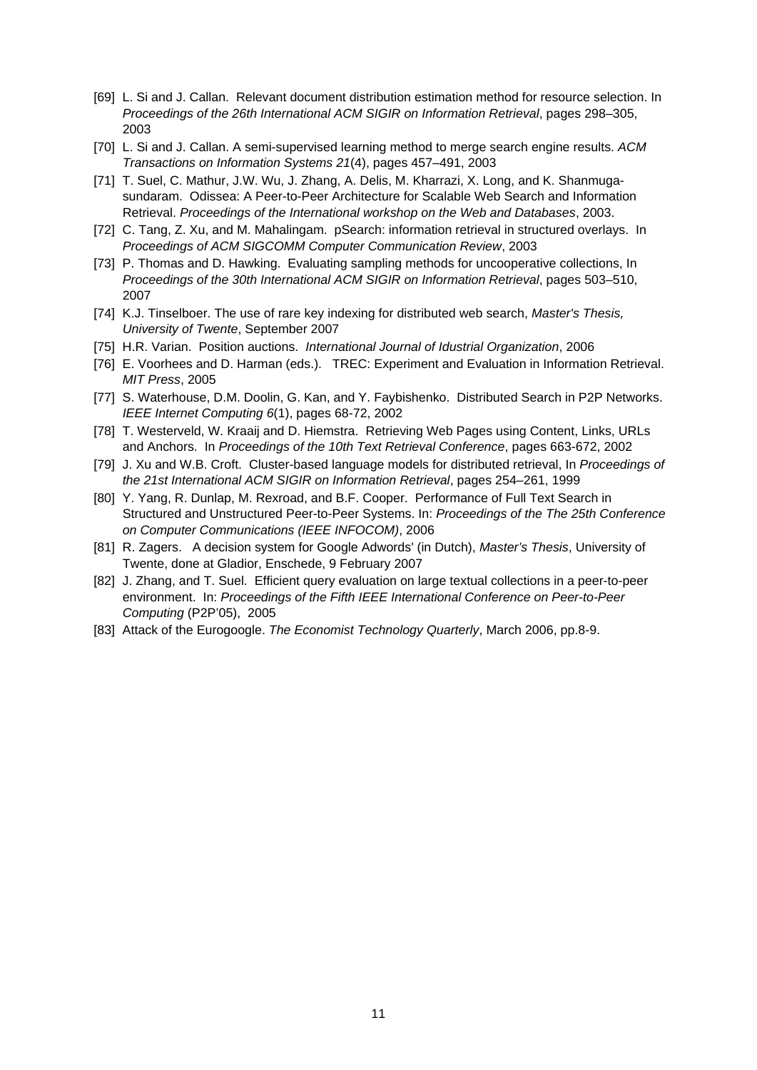[69] L. Si and J. Callan. Relevant document distribution estimation method for resource selection. In *Proceedings of the 26th International ACM SIGIR on Information Retrieval*, pages 298–305, 2003

[70] L. Si and J. Callan. A semi-supervised learning method to merge search engine results. *ACM Transactions on Information Systems 21*(4), pages 457–491, 2003

[71] T. Suel, C. Mathur, J.W. Wu, J. Zhang, A. Delis, M. Kharrazi, X. Long, and K. Shanmugasundaram. Odissea: A Peer-to-Peer Architecture for Scalable Web Search and Information Retrieval. *Proceedings of the International workshop on the Web and Databases*, 2003.

[72] C. Tang, Z. Xu, and M. Mahalingam. pSearch: information retrieval in structured overlays. In *Proceedings of ACM SIGCOMM Computer Communication Review*, 2003

[73] P. Thomas and D. Hawking. Evaluating sampling methods for uncooperative collections, In *Proceedings of the 30th International ACM SIGIR on Information Retrieval*, pages 503–510, 2007

[74] K.J. Tinselboer. The use of rare key indexing for distributed web search, *Master's Thesis, University of Twente*, September 2007

[75] H.R. Varian. Position auctions. *International Journal of Idustrial Organization*, 2006

[76] E. Voorhees and D. Harman (eds.). TREC: Experiment and Evaluation in Information Retrieval. *MIT Press*, 2005

[77] S. Waterhouse, D.M. Doolin, G. Kan, and Y. Faybishenko. Distributed Search in P2P Networks. *IEEE Internet Computing 6*(1), pages 68-72, 2002

[78] T. Westerveld, W. Kraaij and D. Hiemstra. Retrieving Web Pages using Content, Links, URLs and Anchors. In *Proceedings of the 10th Text Retrieval Conference*, pages 663-672, 2002

[79] J. Xu and W.B. Croft. Cluster-based language models for distributed retrieval, In *Proceedings of the 21st International ACM SIGIR on Information Retrieval*, pages 254–261, 1999

[80] Y. Yang, R. Dunlap, M. Rexroad, and B.F. Cooper. Performance of Full Text Search in Structured and Unstructured Peer-to-Peer Systems. In: *Proceedings of the The 25th Conference on Computer Communications (IEEE INFOCOM)*, 2006

[81] R. Zagers. A decision system for Google Adwords' (in Dutch), *Master's Thesis*, University of Twente, done at Gladior, Enschede, 9 February 2007

[82] J. Zhang, and T. Suel. Efficient query evaluation on large textual collections in a peer-to-peer environment. In: *Proceedings of the Fifth IEEE International Conference on Peer-to-Peer Computing* (P2P'05), 2005

[83] Attack of the Eurogoogle. *The Economist Technology Quarterly*, March 2006, pp.8-9.